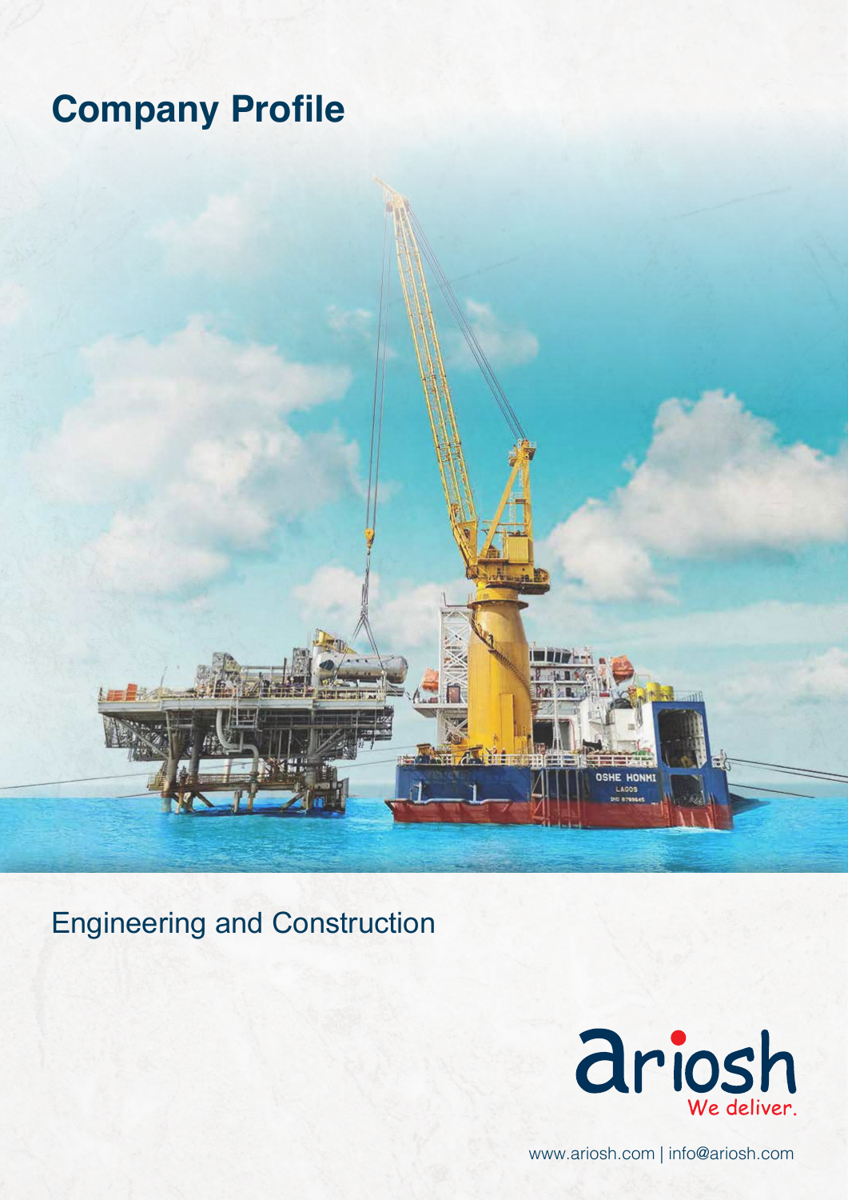# Company Profile

## Engineering and Construction

ariosh

We deliver.

www.ariosh.com | info@ariosh.com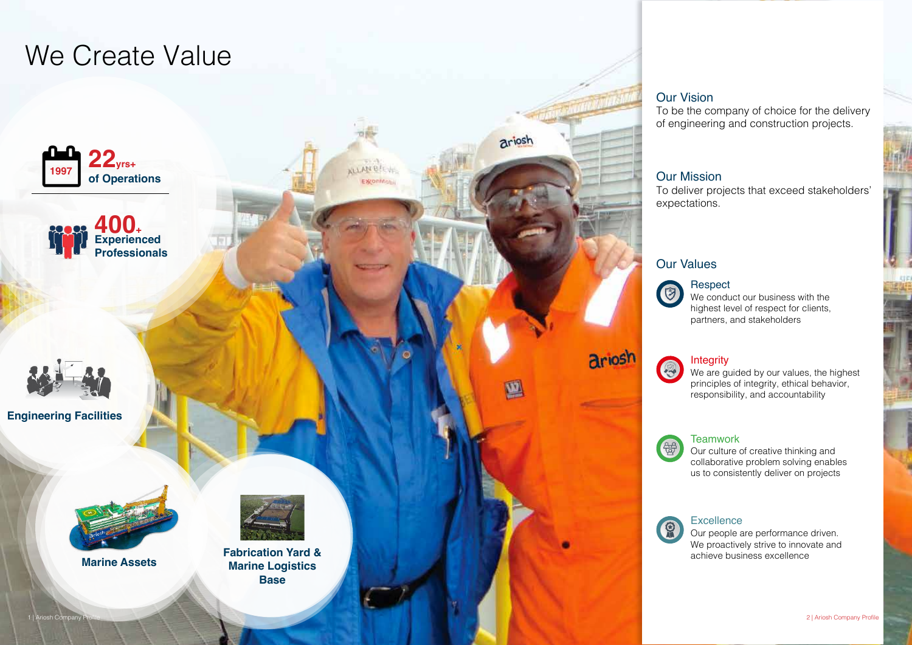# We Create Value

**22yrs+ of Operations**

**400+ Experienced Professionals**

**Engineering Facilities**

**Marine Assets**

**Fabrication Yard & Marine Logistics Base**

## Our Vision

To be the company of choice for the delivery of engineering and construction projects.

## Our Mission

To deliver projects that exceed stakeholders' expectations.

## Our Values

### Respect

We conduct our business with the highest level of respect for clients, partners, and stakeholders

### Integrity

We are guided by our values, the highest principles of integrity, ethical behavior, responsibility, and accountability

### Teamwork

Our culture of creative thinking and collaborative problem solving enables us to consistently deliver on projects

### Excellence

Our people are performance driven. We proactively strive to innovate and achieve business excellence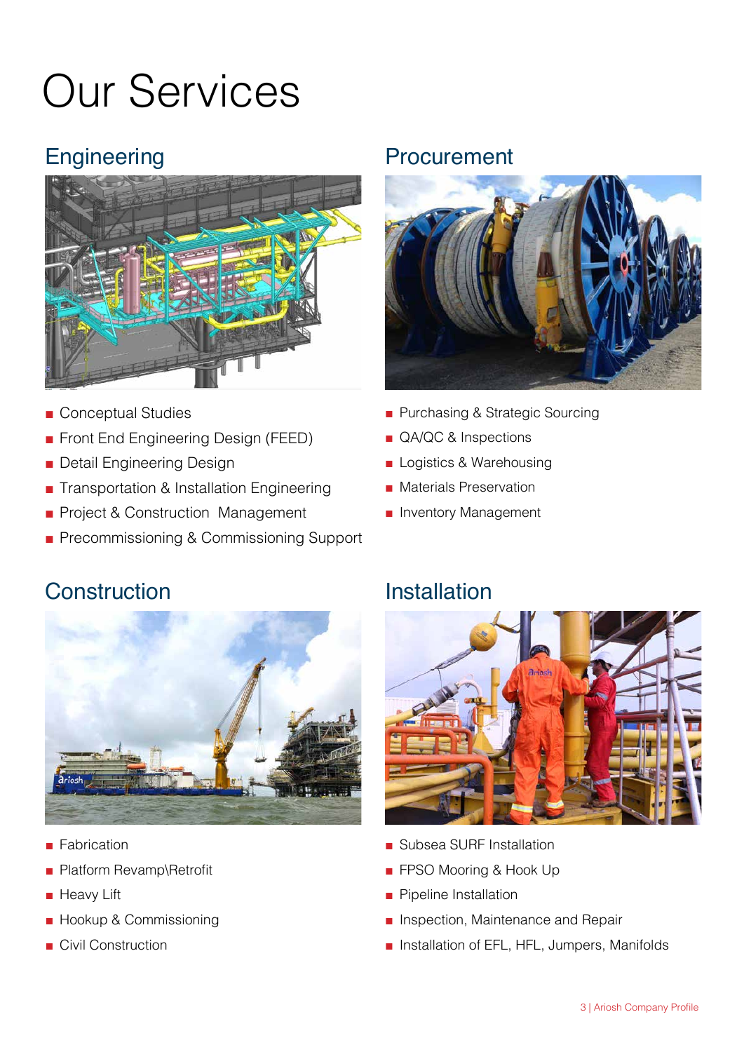# Our Services

## Engineering

- Conceptual Studies
- Front End Engineering Design (FEED)
- Detail Engineering Design
- Transportation & Installation Engineering
- Project & Construction Management
- Precommissioning & Commissioning Support

## Procurement

- Purchasing & Strategic Sourcing
- QA/QC & Inspections
- Logistics & Warehousing
- Materials Preservation
- Inventory Management

## Construction

- Fabrication
- Platform Revamp\Retrofit
- Heavy Lift
- Hookup & Commissioning
- Civil Construction

## Installation

- Subsea SURF Installation
- FPSO Mooring & Hook Up
- Pipeline Installation
- Inspection, Maintenance and Repair
- Installation of EFL, HFL, Jumpers, Manifolds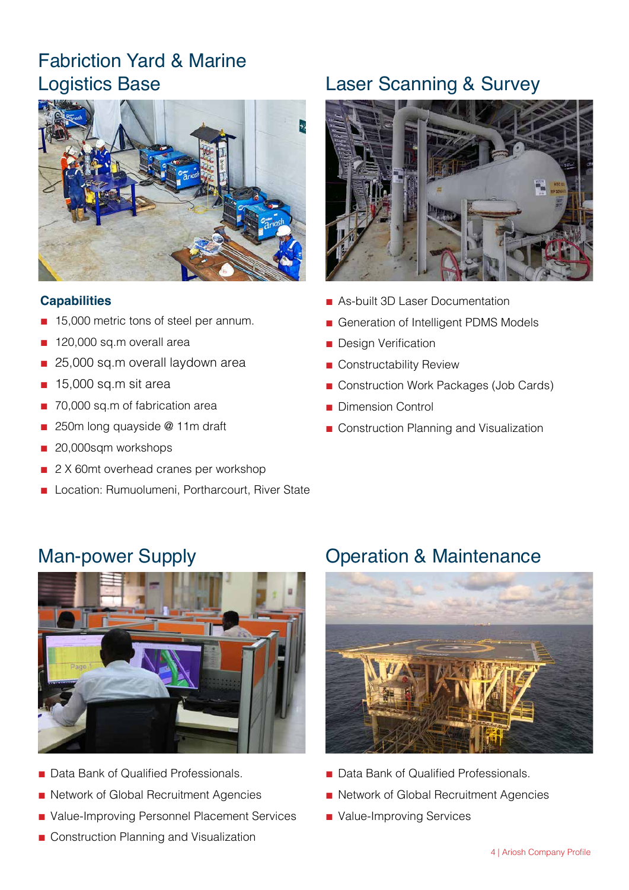## Fabriction Yard & Marine Logistics Base

**Capabilities**

- 15,000 metric tons of steel per annum.
- 120,000 sq.m overall area
- 25,000 sq.m overall laydown area
- 15,000 sq.m sit area
- 70,000 sq.m of fabrication area
- 250m long quayside @ 11m draft
- 20,000sqm workshops
- 2 X 60mt overhead cranes per workshop
- Location: Rumuolumeni, Portharcourt, River State

## Laser Scanning & Survey

- As-built 3D Laser Documentation
- Generation of Intelligent PDMS Models
- Design Verification
- Constructability Review
- Construction Work Packages (Job Cards)
- Dimension Control
- Construction Planning and Visualization

## Man-power Supply

- Data Bank of Qualified Professionals.
- Network of Global Recruitment Agencies
- Value-Improving Personnel Placement Services
- Construction Planning and Visualization

## Operation & Maintenance

- Data Bank of Qualified Professionals.
- Network of Global Recruitment Agencies
- Value-Improving Services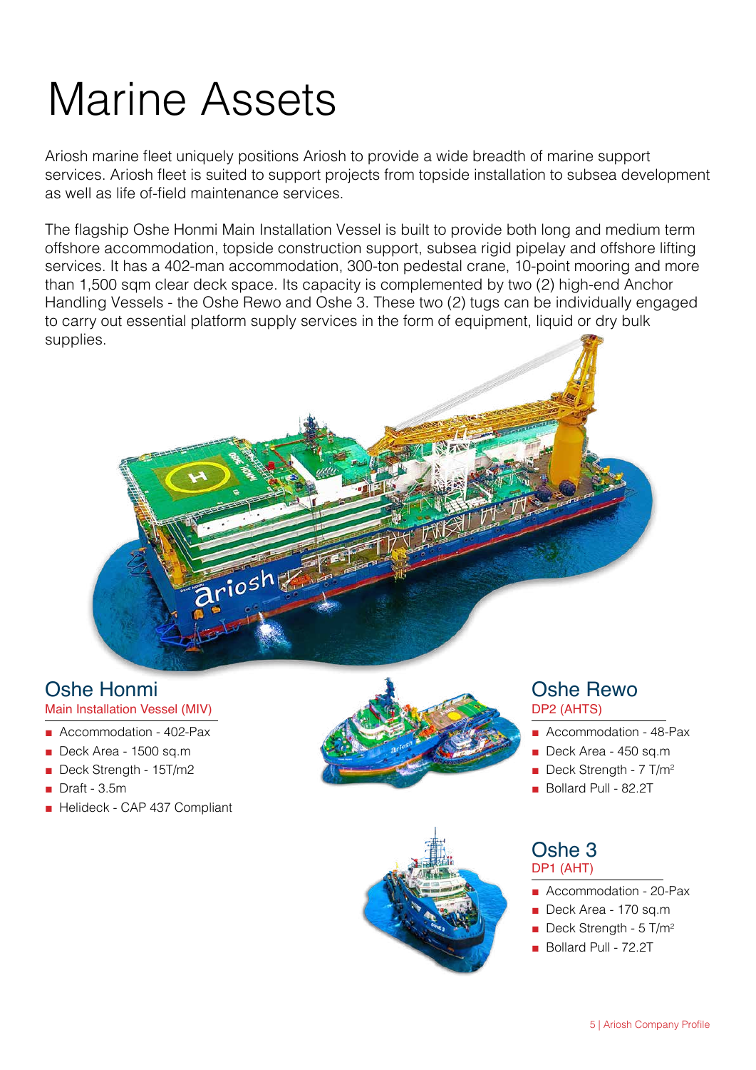# Marine Assets

Ariosh marine fleet uniquely positions Ariosh to provide a wide breadth of marine support services. Ariosh fleet is suited to support projects from topside installation to subsea development as well as life of-field maintenance services.

The flagship Oshe Honmi Main Installation Vessel is built to provide both long and medium term offshore accommodation, topside construction support, subsea rigid pipelay and offshore lifting services. It has a 402-man accommodation, 300-ton pedestal crane, 10-point mooring and more than 1,500 sqm clear deck space. Its capacity is complemented by two (2) high-end Anchor Handling Vessels - the Oshe Rewo and Oshe 3. These two (2) tugs can be individually engaged to carry out essential platform supply services in the form of equipment, liquid or dry bulk supplies.

## Oshe Honmi

Main Installation Vessel (MIV)

- Accommodation - 402-Pax
- Deck Area - 1500 sq.m
- Deck Strength - 15T/m2
- Draft - 3.5m
- Helideck - CAP 437 Compliant

## Oshe Rewo

DP2 (AHTS)

- Accommodation - 48-Pax
- Deck Area - 450 sq.m
- Deck Strength - 7 T/$m^2$
- Bollard Pull - 82.2T

## Oshe 3

DP1 (AHT)

- Accommodation - 20-Pax
- Deck Area - 170 sq.m
- Deck Strength - 5 T/$m^2$
- Bollard Pull - 72.2T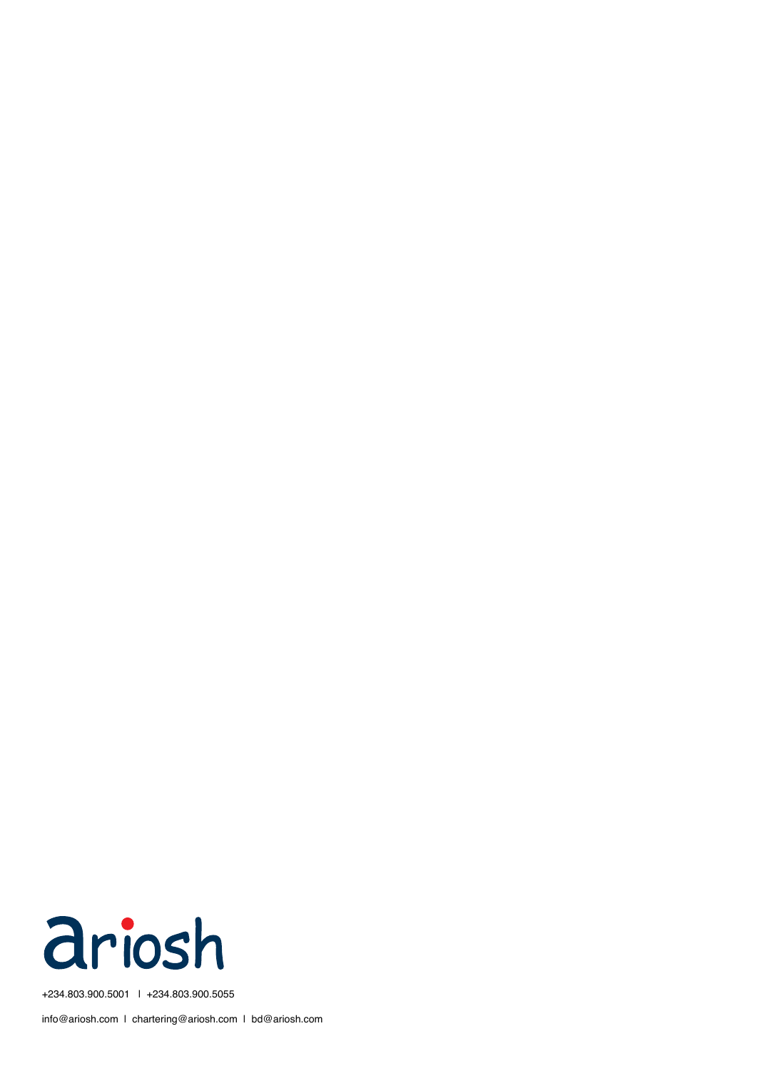ariosh

+234.803.900.5001 | +234.803.900.5055

info@ariosh.com | chartering@ariosh.com | bd@ariosh.com